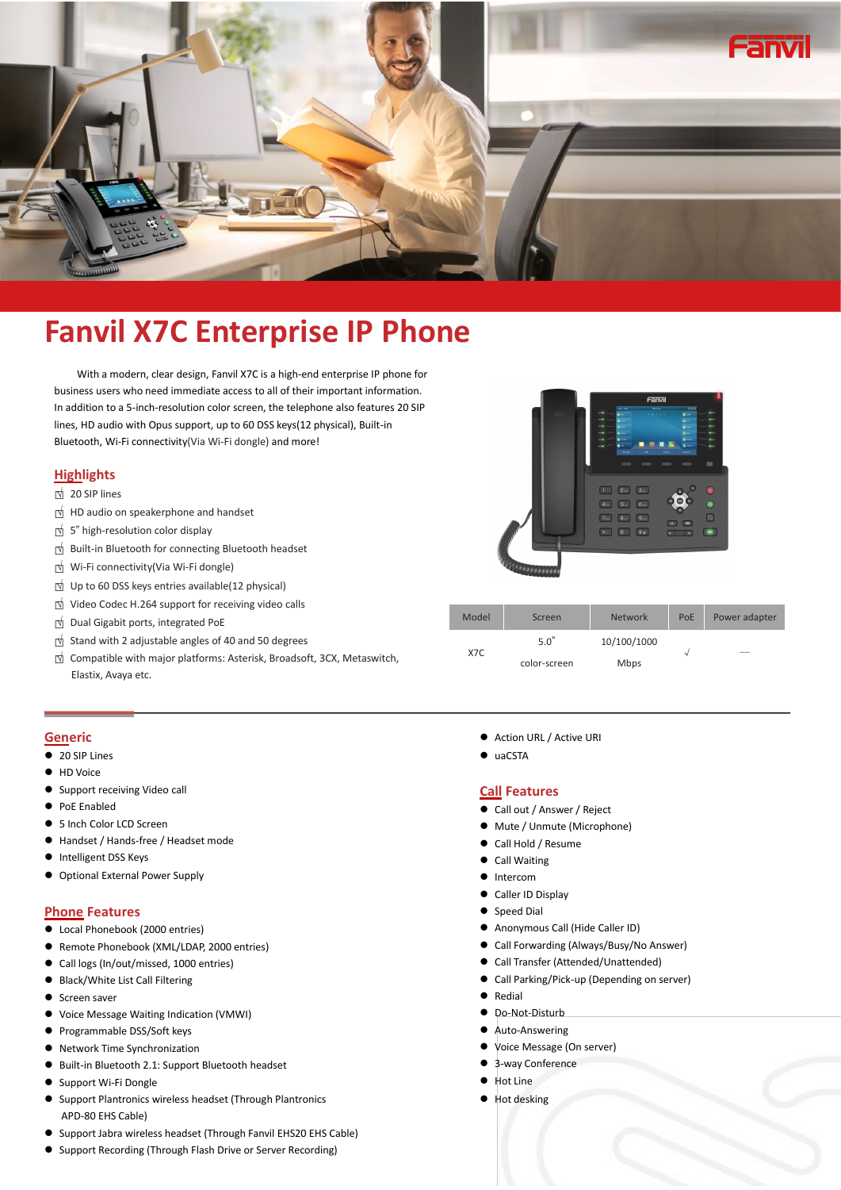# Fanvil X7C Enterprise IP Phone

With a modern, clear design, Fanvil X7C is a high-end enterprise IP phone for business users who need immediate access to all of their important information. In addition to a 5-inch-resolution color screen, the telephone also features 20 SIP lines, HD audio with Opus support, up to 60 DSS keys(12 physical), Built-in Bluetooth, Wi-Fi connectivity(Via Wi-Fi dongle) and more!

## Highlights

- ☑ 20 SIP lines
- ☑ HD audio on speakerphone and handset
- ☑ 5" high-resolution color display
- ☑ Built-in Bluetooth for connecting Bluetooth headset
- ☑ Wi-Fi connectivity(Via Wi-Fi dongle)
- ☑ Up to 60 DSS keys entries available(12 physical)
- ☑ Video Codec H.264 support for receiving video calls
- ☑ Dual Gigabit ports, integrated PoE
- ☑ Stand with 2 adjustable angles of 40 and 50 degrees
- ☑ Compatible with major platforms: Asterisk, Broadsoft, 3CX, Metaswitch, Elastix, Avaya etc.

| Model | Screen | Network | PoE | Power adapter |
|---|---|---|---|---|
| X7C | 5.0" color-screen | 10/100/1000 Mbps | √ | — |

## Generic

- 20 SIP Lines
- HD Voice
- Support receiving Video call
- PoE Enabled
- 5 Inch Color LCD Screen
- Handset / Hands-free / Headset mode
- Intelligent DSS Keys
- Optional External Power Supply

## Phone Features

- Local Phonebook (2000 entries)
- Remote Phonebook (XML/LDAP, 2000 entries)
- Call logs (In/out/missed, 1000 entries)
- Black/White List Call Filtering
- Screen saver
- Voice Message Waiting Indication (VMWI)
- Programmable DSS/Soft keys
- Network Time Synchronization
- Built-in Bluetooth 2.1: Support Bluetooth headset
- Support Wi-Fi Dongle
- Support Plantronics wireless headset (Through Plantronics APD-80 EHS Cable)
- Support Jabra wireless headset (Through Fanvil EHS20 EHS Cable)
- Support Recording (Through Flash Drive or Server Recording)
- Action URL / Active URI
- uaCSTA

## Call Features

- Call out / Answer / Reject
- Mute / Unmute (Microphone)
- Call Hold / Resume
- Call Waiting
- Intercom
- Caller ID Display
- Speed Dial
- Anonymous Call (Hide Caller ID)
- Call Forwarding (Always/Busy/No Answer)
- Call Transfer (Attended/Unattended)
- Call Parking/Pick-up (Depending on server)
- Redial
- Do-Not-Disturb
- Auto-Answering
- Voice Message (On server)
- 3-way Conference
- Hot Line
- Hot desking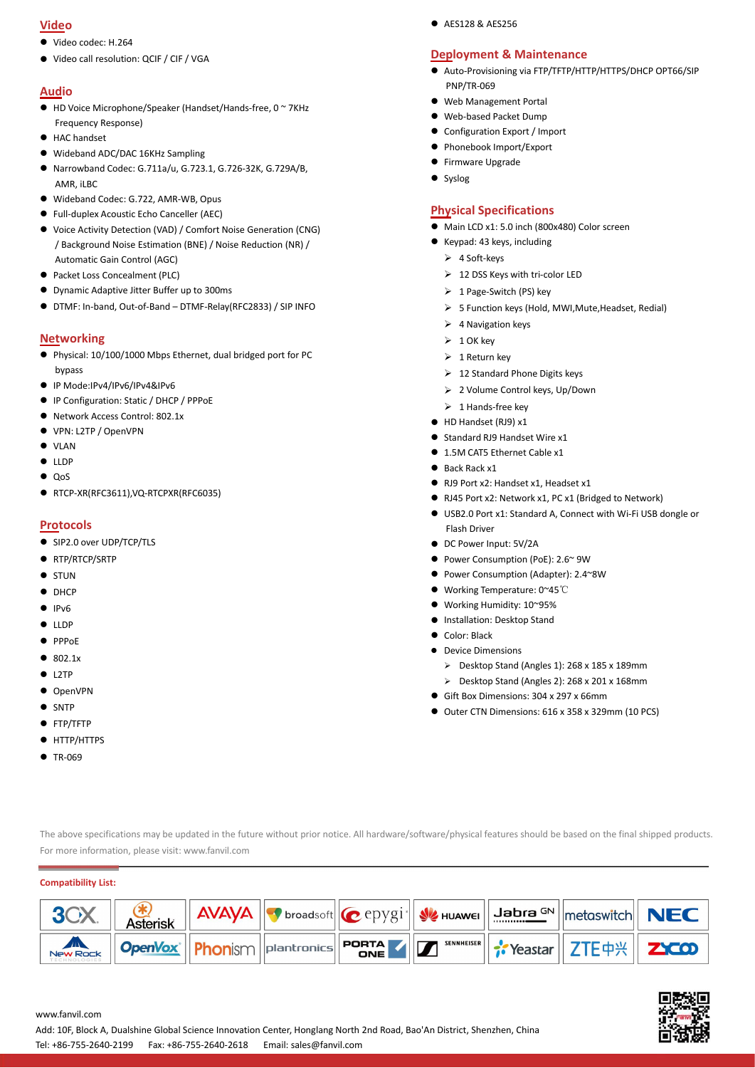## Video

- Video codec: H.264
- Video call resolution: QCIF / CIF / VGA

## Audio

- HD Voice Microphone/Speaker (Handset/Hands-free, 0 ~ 7KHz Frequency Response)
- HAC handset
- Wideband ADC/DAC 16KHz Sampling
- Narrowband Codec: G.711a/u, G.723.1, G.726-32K, G.729A/B, AMR, iLBC
- Wideband Codec: G.722, AMR-WB, Opus
- Full-duplex Acoustic Echo Canceller (AEC)
- Voice Activity Detection (VAD) / Comfort Noise Generation (CNG) / Background Noise Estimation (BNE) / Noise Reduction (NR) / Automatic Gain Control (AGC)
- Packet Loss Concealment (PLC)
- Dynamic Adaptive Jitter Buffer up to 300ms
- DTMF: In-band, Out-of-Band – DTMF-Relay(RFC2833) / SIP INFO

## Networking

- Physical: 10/100/1000 Mbps Ethernet, dual bridged port for PC bypass
- IP Mode:IPv4/IPv6/IPv4&IPv6
- IP Configuration: Static / DHCP / PPPoE
- Network Access Control: 802.1x
- VPN: L2TP / OpenVPN
- VLAN
- LLDP
- QoS
- RTCP-XR(RFC3611),VQ-RTCPXR(RFC6035)

## Protocols

- SIP2.0 over UDP/TCP/TLS
- RTP/RTCP/SRTP
- STUN
- DHCP
- IPv6
- LLDP
- PPPoE
- 802.1x
- L2TP
- OpenVPN
- SNTP
- FTP/TFTP
- HTTP/HTTPS
- TR-069
- AES128 & AES256

## Deployment & Maintenance

- Auto-Provisioning via FTP/TFTP/HTTP/HTTPS/DHCP OPT66/SIP PNP/TR-069
- Web Management Portal
- Web-based Packet Dump
- Configuration Export / Import
- Phonebook Import/Export
- Firmware Upgrade
- Syslog

## Physical Specifications

- Main LCD x1: 5.0 inch (800x480) Color screen
- Keypad: 43 keys, including
  - 4 Soft-keys
  - 12 DSS Keys with tri-color LED
  - 1 Page-Switch (PS) key
  - 5 Function keys (Hold, MWI,Mute,Headset, Redial)
  - 4 Navigation keys
  - 1 OK key
  - 1 Return key
  - 12 Standard Phone Digits keys
  - 2 Volume Control keys, Up/Down
  - 1 Hands-free key
- HD Handset (RJ9) x1
- Standard RJ9 Handset Wire x1
- 1.5M CAT5 Ethernet Cable x1
- Back Rack x1
- RJ9 Port x2: Handset x1, Headset x1
- RJ45 Port x2: Network x1, PC x1 (Bridged to Network)
- USB2.0 Port x1: Standard A, Connect with Wi-Fi USB dongle or Flash Driver
- DC Power Input: 5V/2A
- Power Consumption (PoE): 2.6~ 9W
- Power Consumption (Adapter): 2.4~8W
- Working Temperature: 0~45℃
- Working Humidity: 10~95%
- Installation: Desktop Stand
- Color: Black
- Device Dimensions
  - Desktop Stand (Angles 1): 268 x 185 x 189mm
  - Desktop Stand (Angles 2): 268 x 201 x 168mm
- Gift Box Dimensions: 304 x 297 x 66mm
- Outer CTN Dimensions: 616 x 358 x 329mm (10 PCS)

The above specifications may be updated in the future without prior notice. All hardware/software/physical features should be based on the final shipped products.
For more information, please visit: www.fanvil.com

**Compatibility List:**

| | | | | | | | | |
|---|---|---|---|---|---|---|---|---|
| 3CX | Asterisk | AVAYA | broadsoft | epygi | HUAWEI | Jabra GN | metaswitch | NEC |
| New Rock Technologies | OpenVox | Phonism | plantronics | PORTA ONE | SENNHEISER | Yeastar | ZTE中兴 | ZYCOO |

www.fanvil.com
Add: 10F, Block A, Dualshine Global Science Innovation Center, Honglang North 2nd Road, Bao'An District, Shenzhen, China
Tel: +86-755-2640-2199 Fax: +86-755-2640-2618 Email: sales@fanvil.com